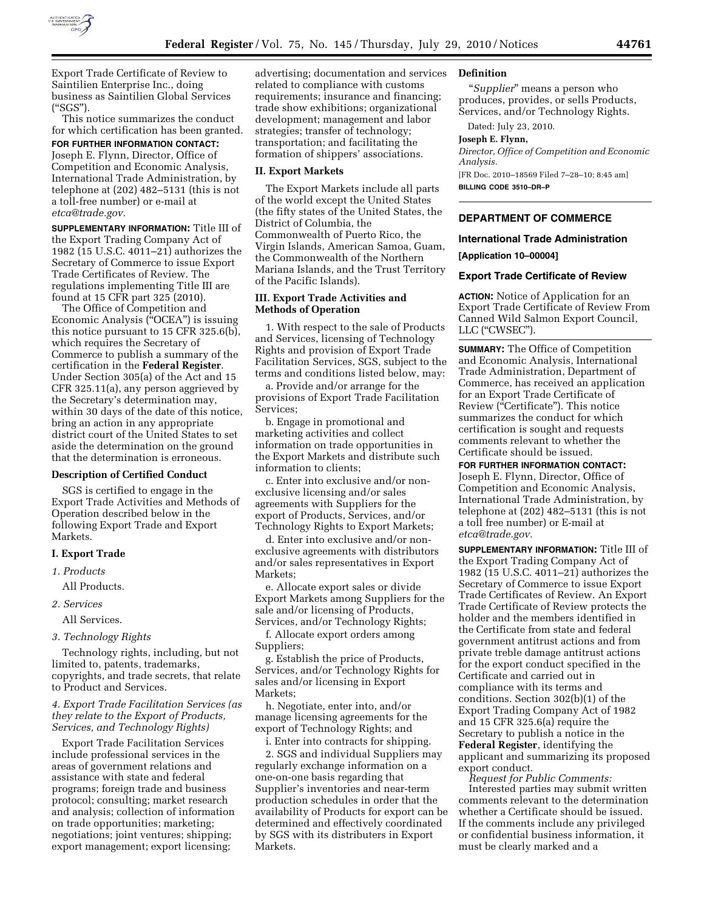Export Trade Certificate of Review to Saintilien Enterprise Inc., doing business as Saintilien Global Services ("SGS").

This notice summarizes the conduct for which certification has been granted.

**FOR FURTHER INFORMATION CONTACT:** Joseph E. Flynn, Director, Office of Competition and Economic Analysis, International Trade Administration, by telephone at (202) 482–5131 (this is not a toll-free number) or e-mail at *etca@trade.gov.*

**SUPPLEMENTARY INFORMATION:** Title III of the Export Trading Company Act of 1982 (15 U.S.C. 4011–21) authorizes the Secretary of Commerce to issue Export Trade Certificates of Review. The regulations implementing Title III are found at 15 CFR part 325 (2010).

The Office of Competition and Economic Analysis ("OCEA") is issuing this notice pursuant to 15 CFR 325.6(b), which requires the Secretary of Commerce to publish a summary of the certification in the **Federal Register**. Under Section 305(a) of the Act and 15 CFR 325.11(a), any person aggrieved by the Secretary's determination may, within 30 days of the date of this notice, bring an action in any appropriate district court of the United States to set aside the determination on the ground that the determination is erroneous.

### Description of Certified Conduct

SGS is certified to engage in the Export Trade Activities and Methods of Operation described below in the following Export Trade and Export Markets.

#### I. Export Trade

*1. Products*

All Products.

*2. Services*

All Services.

*3. Technology Rights*

Technology rights, including, but not limited to, patents, trademarks, copyrights, and trade secrets, that relate to Product and Services.

*4. Export Trade Facilitation Services (as they relate to the Export of Products, Services, and Technology Rights)*

Export Trade Facilitation Services include professional services in the areas of government relations and assistance with state and federal programs; foreign trade and business protocol; consulting; market research and analysis; collection of information on trade opportunities; marketing; negotiations; joint ventures; shipping; export management; export licensing; advertising; documentation and services related to compliance with customs requirements; insurance and financing; trade show exhibitions; organizational development; management and labor strategies; transfer of technology; transportation; and facilitating the formation of shippers' associations.

#### II. Export Markets

The Export Markets include all parts of the world except the United States (the fifty states of the United States, the District of Columbia, the Commonwealth of Puerto Rico, the Virgin Islands, American Samoa, Guam, the Commonwealth of the Northern Mariana Islands, and the Trust Territory of the Pacific Islands).

#### III. Export Trade Activities and Methods of Operation

1. With respect to the sale of Products and Services, licensing of Technology Rights and provision of Export Trade Facilitation Services, SGS, subject to the terms and conditions listed below, may:

a. Provide and/or arrange for the provisions of Export Trade Facilitation Services;

b. Engage in promotional and marketing activities and collect information on trade opportunities in the Export Markets and distribute such information to clients;

c. Enter into exclusive and/or non-exclusive licensing and/or sales agreements with Suppliers for the export of Products, Services, and/or Technology Rights to Export Markets;

d. Enter into exclusive and/or non-exclusive agreements with distributors and/or sales representatives in Export Markets;

e. Allocate export sales or divide Export Markets among Suppliers for the sale and/or licensing of Products, Services, and/or Technology Rights;

f. Allocate export orders among Suppliers;

g. Establish the price of Products, Services, and/or Technology Rights for sales and/or licensing in Export Markets;

h. Negotiate, enter into, and/or manage licensing agreements for the export of Technology Rights; and

i. Enter into contracts for shipping.

2. SGS and individual Suppliers may regularly exchange information on a one-on-one basis regarding that Supplier's inventories and near-term production schedules in order that the availability of Products for export can be determined and effectively coordinated by SGS with its distributers in Export Markets.

### Definition

"*Supplier*" means a person who produces, provides, or sells Products, Services, and/or Technology Rights.

Dated: July 23, 2010.

**Joseph E. Flynn,**

*Director, Office of Competition and Economic Analysis.*

[FR Doc. 2010–18569 Filed 7–28–10; 8:45 am]

**BILLING CODE 3510–DR–P**

---

## DEPARTMENT OF COMMERCE

### International Trade Administration

**[Application 10–00004]**

### Export Trade Certificate of Review

**ACTION:** Notice of Application for an Export Trade Certificate of Review From Canned Wild Salmon Export Council, LLC ("CWSEC").

**SUMMARY:** The Office of Competition and Economic Analysis, International Trade Administration, Department of Commerce, has received an application for an Export Trade Certificate of Review ("Certificate"). This notice summarizes the conduct for which certification is sought and requests comments relevant to whether the Certificate should be issued.

**FOR FURTHER INFORMATION CONTACT:** Joseph E. Flynn, Director, Office of Competition and Economic Analysis, International Trade Administration, by telephone at (202) 482–5131 (this is not a toll free number) or E-mail at *etca@trade.gov.*

**SUPPLEMENTARY INFORMATION:** Title III of the Export Trading Company Act of 1982 (15 U.S.C. 4011–21) authorizes the Secretary of Commerce to issue Export Trade Certificates of Review. An Export Trade Certificate of Review protects the holder and the members identified in the Certificate from state and federal government antitrust actions and from private treble damage antitrust actions for the export conduct specified in the Certificate and carried out in compliance with its terms and conditions. Section 302(b)(1) of the Export Trading Company Act of 1982 and 15 CFR 325.6(a) require the Secretary to publish a notice in the **Federal Register**, identifying the applicant and summarizing its proposed export conduct.

*Request for Public Comments:*

Interested parties may submit written comments relevant to the determination whether a Certificate should be issued. If the comments include any privileged or confidential business information, it must be clearly marked and a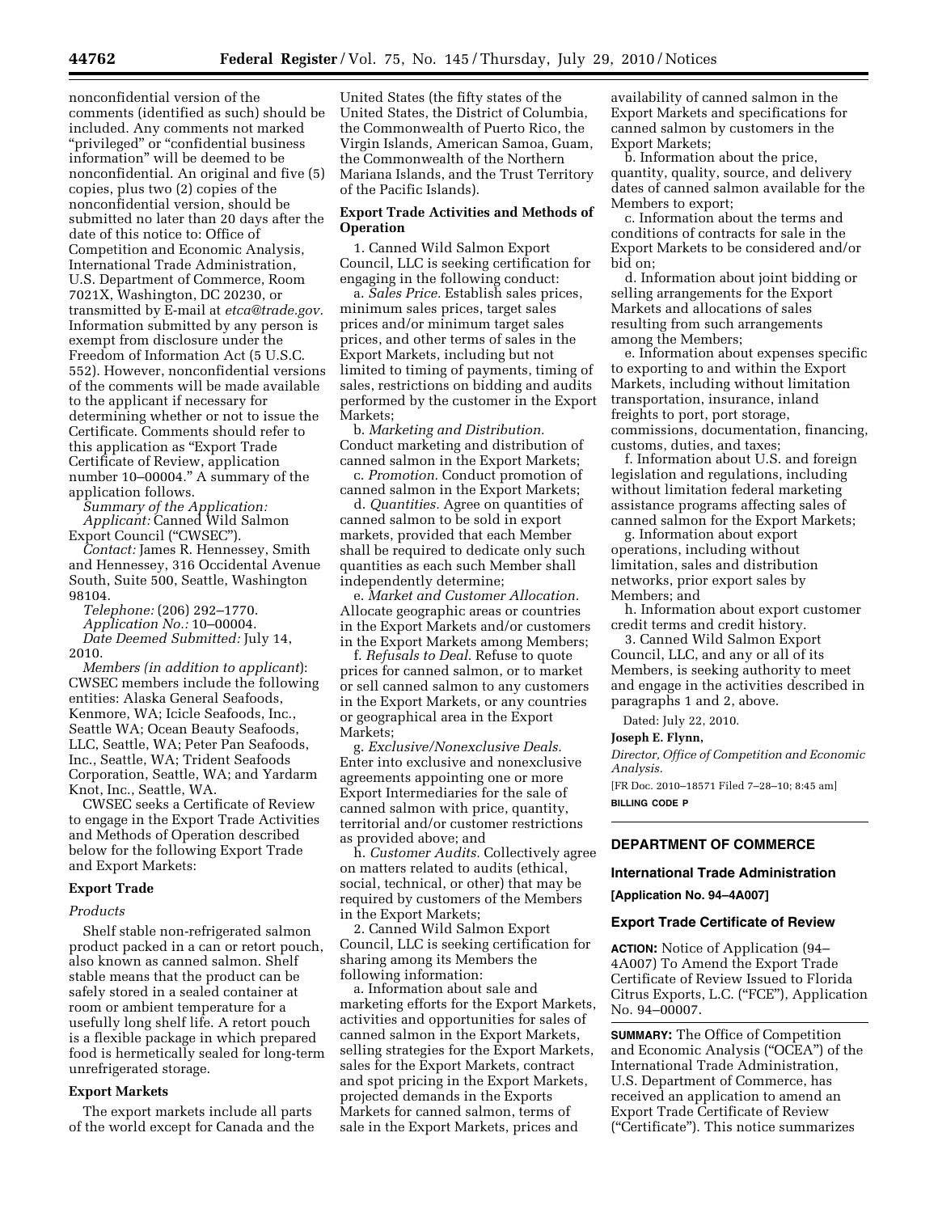nonconfidential version of the comments (identified as such) should be included. Any comments not marked "privileged" or "confidential business information" will be deemed to be nonconfidential. An original and five (5) copies, plus two (2) copies of the nonconfidential version, should be submitted no later than 20 days after the date of this notice to: Office of Competition and Economic Analysis, International Trade Administration, U.S. Department of Commerce, Room 7021X, Washington, DC 20230, or transmitted by E-mail at *etca@trade.gov.* Information submitted by any person is exempt from disclosure under the Freedom of Information Act (5 U.S.C. 552). However, nonconfidential versions of the comments will be made available to the applicant if necessary for determining whether or not to issue the Certificate. Comments should refer to this application as "Export Trade Certificate of Review, application number 10–00004." A summary of the application follows.

*Summary of the Application:*

*Applicant:* Canned Wild Salmon Export Council ("CWSEC").

*Contact:* James R. Hennessey, Smith and Hennessey, 316 Occidental Avenue South, Suite 500, Seattle, Washington 98104.

*Telephone:* (206) 292–1770.

*Application No.:* 10–00004.

*Date Deemed Submitted:* July 14, 2010.

*Members (in addition to applicant*): CWSEC members include the following entities: Alaska General Seafoods, Kenmore, WA; Icicle Seafoods, Inc., Seattle WA; Ocean Beauty Seafoods, LLC, Seattle, WA; Peter Pan Seafoods, Inc., Seattle, WA; Trident Seafoods Corporation, Seattle, WA; and Yardarm Knot, Inc., Seattle, WA.

CWSEC seeks a Certificate of Review to engage in the Export Trade Activities and Methods of Operation described below for the following Export Trade and Export Markets:

**Export Trade**

*Products*

Shelf stable non-refrigerated salmon product packed in a can or retort pouch, also known as canned salmon. Shelf stable means that the product can be safely stored in a sealed container at room or ambient temperature for a usefully long shelf life. A retort pouch is a flexible package in which prepared food is hermetically sealed for long-term unrefrigerated storage.

**Export Markets**

The export markets include all parts of the world except for Canada and the United States (the fifty states of the United States, the District of Columbia, the Commonwealth of Puerto Rico, the Virgin Islands, American Samoa, Guam, the Commonwealth of the Northern Mariana Islands, and the Trust Territory of the Pacific Islands).

**Export Trade Activities and Methods of Operation**

1. Canned Wild Salmon Export Council, LLC is seeking certification for engaging in the following conduct:

a. *Sales Price.* Establish sales prices, minimum sales prices, target sales prices and/or minimum target sales prices, and other terms of sales in the Export Markets, including but not limited to timing of payments, timing of sales, restrictions on bidding and audits performed by the customer in the Export Markets;

b. *Marketing and Distribution.* Conduct marketing and distribution of canned salmon in the Export Markets;

c. *Promotion.* Conduct promotion of canned salmon in the Export Markets;

d. *Quantities.* Agree on quantities of canned salmon to be sold in export markets, provided that each Member shall be required to dedicate only such quantities as each such Member shall independently determine;

e. *Market and Customer Allocation.* Allocate geographic areas or countries in the Export Markets and/or customers in the Export Markets among Members;

f. *Refusals to Deal.* Refuse to quote prices for canned salmon, or to market or sell canned salmon to any customers in the Export Markets, or any countries or geographical area in the Export Markets;

g. *Exclusive/Nonexclusive Deals.* Enter into exclusive and nonexclusive agreements appointing one or more Export Intermediaries for the sale of canned salmon with price, quantity, territorial and/or customer restrictions as provided above; and

h. *Customer Audits.* Collectively agree on matters related to audits (ethical, social, technical, or other) that may be required by customers of the Members in the Export Markets;

2. Canned Wild Salmon Export Council, LLC is seeking certification for sharing among its Members the following information:

a. Information about sale and marketing efforts for the Export Markets, activities and opportunities for sales of canned salmon in the Export Markets, selling strategies for the Export Markets, sales for the Export Markets, contract and spot pricing in the Export Markets, projected demands in the Exports Markets for canned salmon, terms of sale in the Export Markets, prices and availability of canned salmon in the Export Markets and specifications for canned salmon by customers in the Export Markets;

b. Information about the price, quantity, quality, source, and delivery dates of canned salmon available for the Members to export;

c. Information about the terms and conditions of contracts for sale in the Export Markets to be considered and/or bid on;

d. Information about joint bidding or selling arrangements for the Export Markets and allocations of sales resulting from such arrangements among the Members;

e. Information about expenses specific to exporting to and within the Export Markets, including without limitation transportation, insurance, inland freights to port, port storage, commissions, documentation, financing, customs, duties, and taxes;

f. Information about U.S. and foreign legislation and regulations, including without limitation federal marketing assistance programs affecting sales of canned salmon for the Export Markets;

g. Information about export operations, including without limitation, sales and distribution networks, prior export sales by Members; and

h. Information about export customer credit terms and credit history.

3. Canned Wild Salmon Export Council, LLC, and any or all of its Members, is seeking authority to meet and engage in the activities described in paragraphs 1 and 2, above.

Dated: July 22, 2010.

**Joseph E. Flynn,**

*Director, Office of Competition and Economic Analysis.*

[FR Doc. 2010–18571 Filed 7–28–10; 8:45 am]

**BILLING CODE P**

---

**DEPARTMENT OF COMMERCE**

**International Trade Administration**

**[Application No. 94–4A007]**

**Export Trade Certificate of Review**

**ACTION:** Notice of Application (94–4A007) To Amend the Export Trade Certificate of Review Issued to Florida Citrus Exports, L.C. ("FCE"), Application No. 94–00007.

**SUMMARY:** The Office of Competition and Economic Analysis ("OCEA") of the International Trade Administration, U.S. Department of Commerce, has received an application to amend an Export Trade Certificate of Review ("Certificate"). This notice summarizes